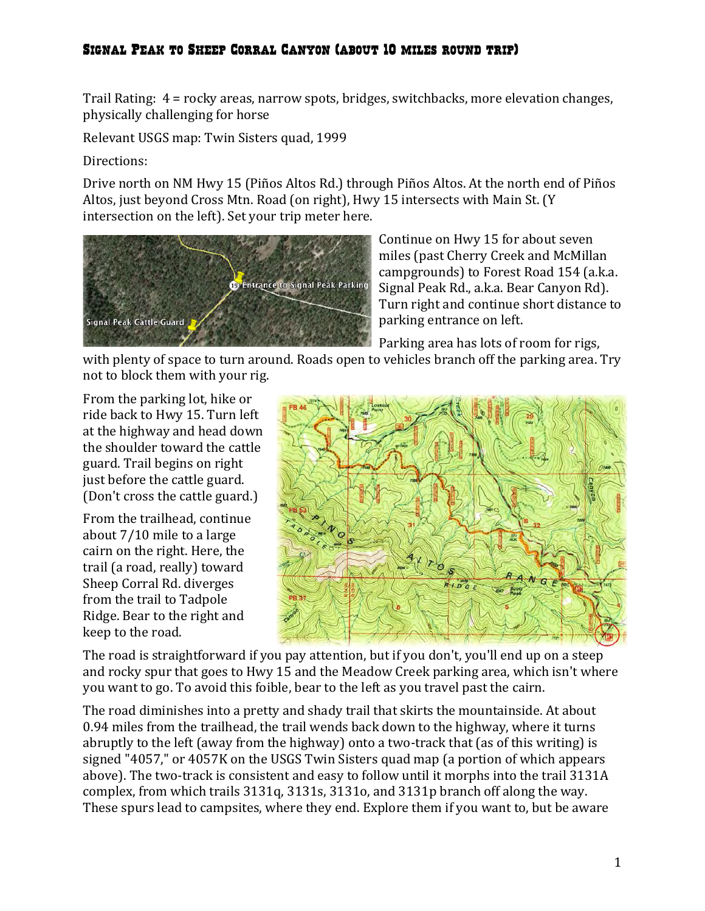# Signal Peak to Sheep Corral Canyon (about 10 miles round trip)

Trail Rating: 4 = rocky areas, narrow spots, bridges, switchbacks, more elevation changes, physically challenging for horse

Relevant USGS map: Twin Sisters quad, 1999

Directions:

Drive north on NM Hwy 15 (Piños Altos Rd.) through Piños Altos. At the north end of Piños Altos, just beyond Cross Mtn. Road (on right), Hwy 15 intersects with Main St. (Y intersection on the left). Set your trip meter here.

Continue on Hwy 15 for about seven miles (past Cherry Creek and McMillan campgrounds) to Forest Road 154 (a.k.a. Signal Peak Rd., a.k.a. Bear Canyon Rd). Turn right and continue short distance to parking entrance on left.

Parking area has lots of room for rigs, with plenty of space to turn around. Roads open to vehicles branch off the parking area. Try not to block them with your rig.

From the parking lot, hike or ride back to Hwy 15. Turn left at the highway and head down the shoulder toward the cattle guard. Trail begins on right just before the cattle guard. (Don't cross the cattle guard.)

From the trailhead, continue about 7/10 mile to a large cairn on the right. Here, the trail (a road, really) toward Sheep Corral Rd. diverges from the trail to Tadpole Ridge. Bear to the right and keep to the road.

The road is straightforward if you pay attention, but if you don't, you'll end up on a steep and rocky spur that goes to Hwy 15 and the Meadow Creek parking area, which isn't where you want to go. To avoid this foible, bear to the left as you travel past the cairn.

The road diminishes into a pretty and shady trail that skirts the mountainside. At about 0.94 miles from the trailhead, the trail wends back down to the highway, where it turns abruptly to the left (away from the highway) onto a two-track that (as of this writing) is signed "4057," or 4057K on the USGS Twin Sisters quad map (a portion of which appears above). The two-track is consistent and easy to follow until it morphs into the trail 3131A complex, from which trails 3131q, 3131s, 3131o, and 3131p branch off along the way. These spurs lead to campsites, where they end. Explore them if you want to, but be aware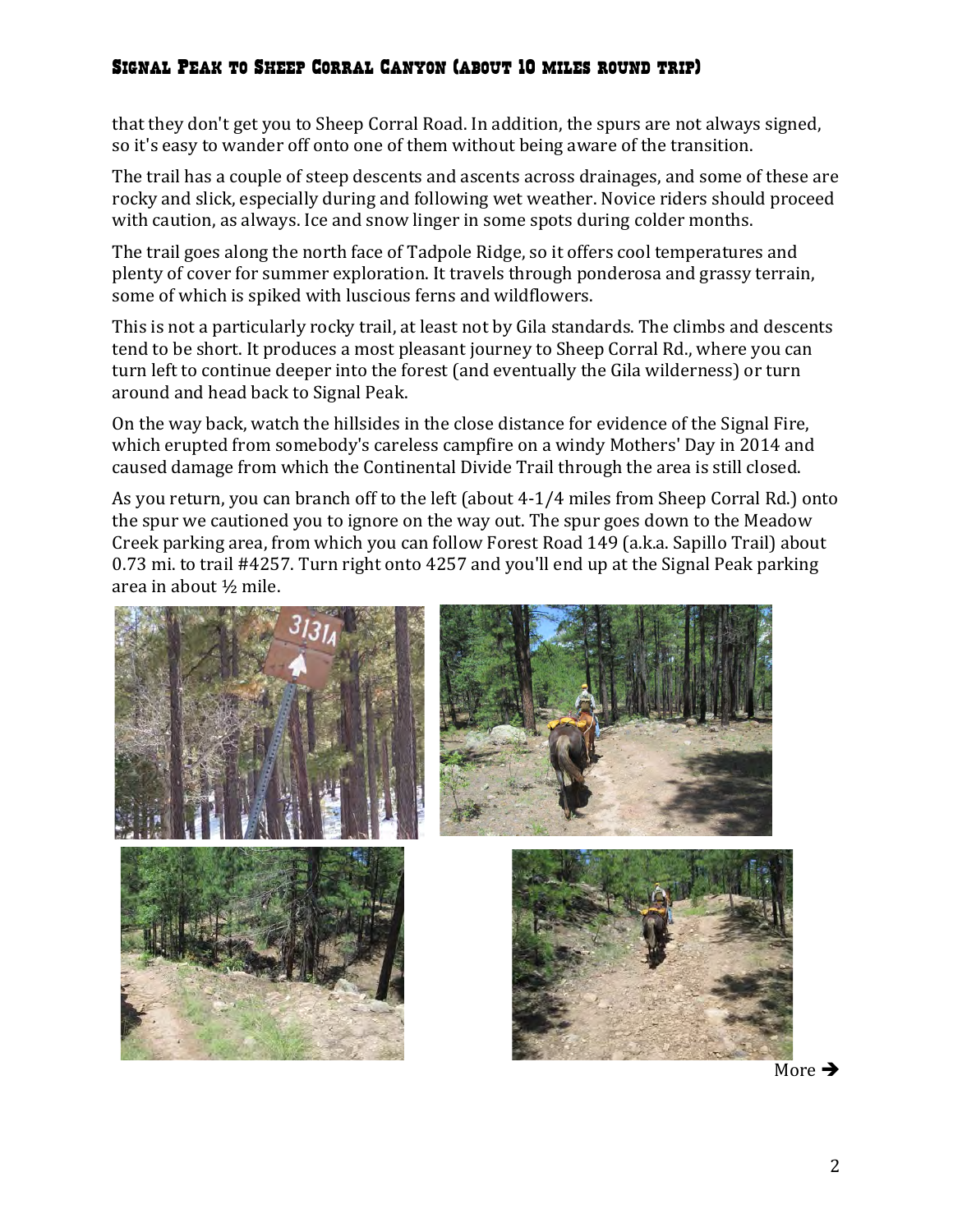that they don't get you to Sheep Corral Road. In addition, the spurs are not always signed, so it's easy to wander off onto one of them without being aware of the transition.

The trail has a couple of steep descents and ascents across drainages, and some of these are rocky and slick, especially during and following wet weather. Novice riders should proceed with caution, as always. Ice and snow linger in some spots during colder months.

The trail goes along the north face of Tadpole Ridge, so it offers cool temperatures and plenty of cover for summer exploration. It travels through ponderosa and grassy terrain, some of which is spiked with luscious ferns and wildflowers.

This is not a particularly rocky trail, at least not by Gila standards. The climbs and descents tend to be short. It produces a most pleasant journey to Sheep Corral Rd., where you can turn left to continue deeper into the forest (and eventually the Gila wilderness) or turn around and head back to Signal Peak.

On the way back, watch the hillsides in the close distance for evidence of the Signal Fire, which erupted from somebody's careless campfire on a windy Mothers' Day in 2014 and caused damage from which the Continental Divide Trail through the area is still closed.

As you return, you can branch off to the left (about 4-1/4 miles from Sheep Corral Rd.) onto the spur we cautioned you to ignore on the way out. The spur goes down to the Meadow Creek parking area, from which you can follow Forest Road 149 (a.k.a. Sapillo Trail) about 0.73 mi. to trail #4257. Turn right onto 4257 and you'll end up at the Signal Peak parking area in about ½ mile.

More ➔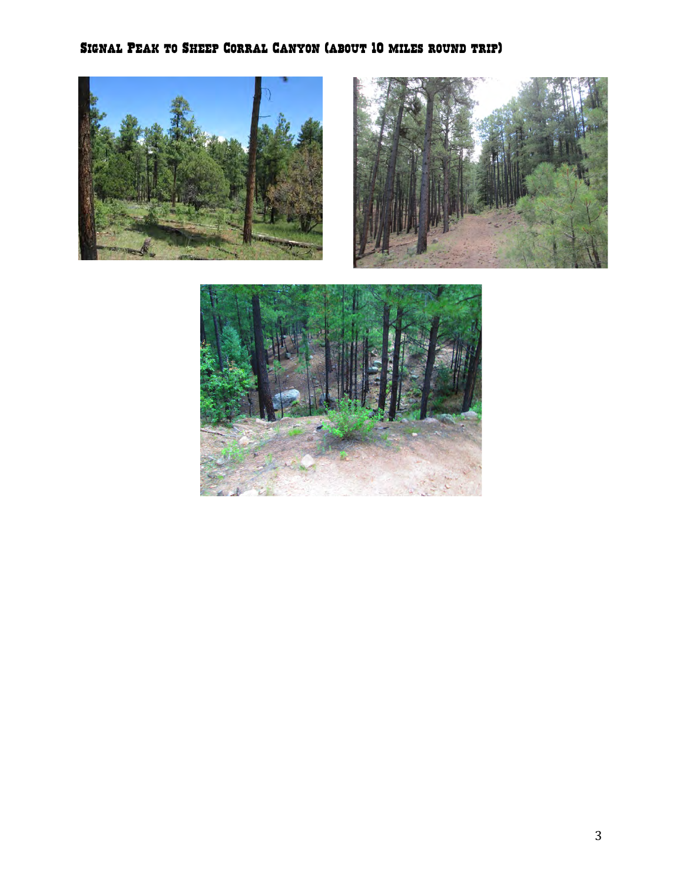## Signal Peak to Sheep Corral Canyon (about 10 miles round trip)